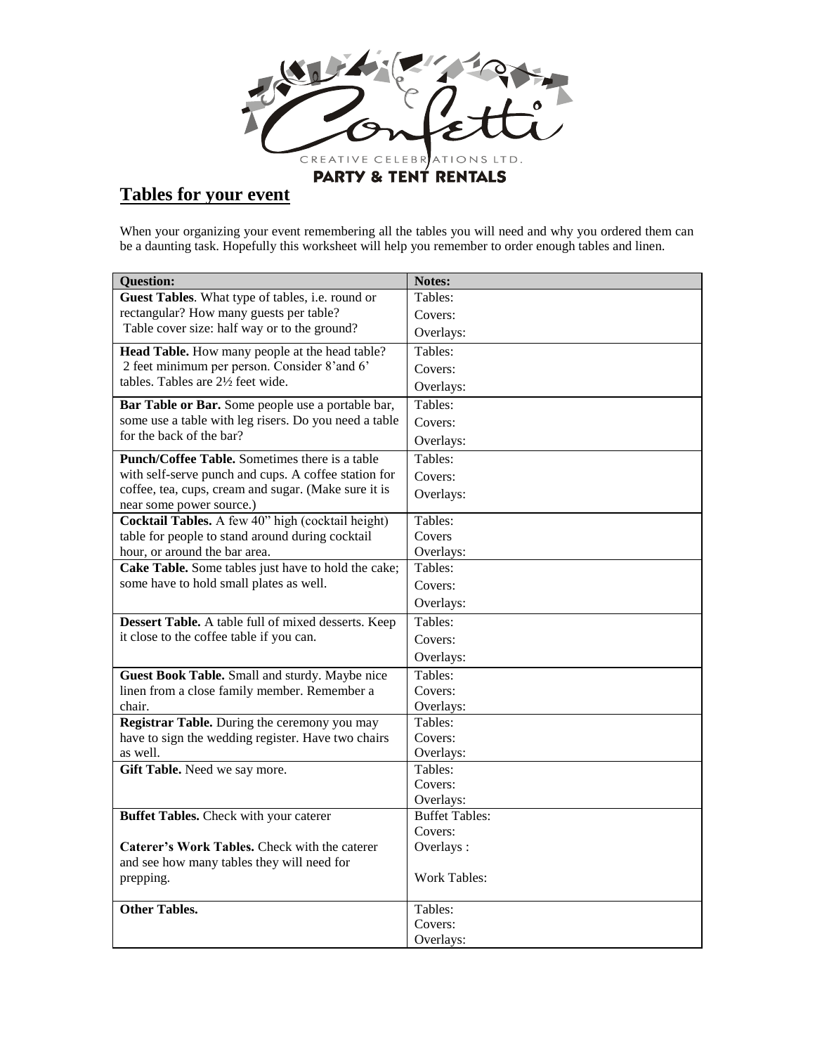CREATIVE CELEBRATIONS LTD.

PARTY & TENT RENTALS

## Tables for your event

When your organizing your event remembering all the tables you will need and why you ordered them can be a daunting task. Hopefully this worksheet will help you remember to order enough tables and linen.

| Question: | Notes: |
|---|---|
| **Guest Tables**. What type of tables, i.e. round or rectangular? How many guests per table? Table cover size: half way or to the ground? | Tables:<br>Covers:<br>Overlays: |
| **Head Table.** How many people at the head table? 2 feet minimum per person. Consider 8'and 6' tables. Tables are 2½ feet wide. | Tables:<br>Covers:<br>Overlays: |
| **Bar Table or Bar.** Some people use a portable bar, some use a table with leg risers. Do you need a table for the back of the bar? | Tables:<br>Covers:<br>Overlays: |
| **Punch/Coffee Table.** Sometimes there is a table with self-serve punch and cups. A coffee station for coffee, tea, cups, cream and sugar. (Make sure it is near some power source.) | Tables:<br>Covers:<br>Overlays: |
| **Cocktail Tables.** A few 40" high (cocktail height) table for people to stand around during cocktail hour, or around the bar area. | Tables:<br>Covers<br>Overlays: |
| **Cake Table.** Some tables just have to hold the cake; some have to hold small plates as well. | Tables:<br>Covers:<br>Overlays: |
| **Dessert Table.** A table full of mixed desserts. Keep it close to the coffee table if you can. | Tables:<br>Covers:<br>Overlays: |
| **Guest Book Table.** Small and sturdy. Maybe nice linen from a close family member. Remember a chair. | Tables:<br>Covers:<br>Overlays: |
| **Registrar Table.** During the ceremony you may have to sign the wedding register. Have two chairs as well. | Tables:<br>Covers:<br>Overlays: |
| **Gift Table.** Need we say more. | Tables:<br>Covers:<br>Overlays: |
| **Buffet Tables.** Check with your caterer<br><br>**Caterer's Work Tables.** Check with the caterer and see how many tables they will need for prepping. | Buffet Tables:<br>Covers:<br>Overlays :<br><br>Work Tables: |
| **Other Tables.** | Tables:<br>Covers:<br>Overlays: |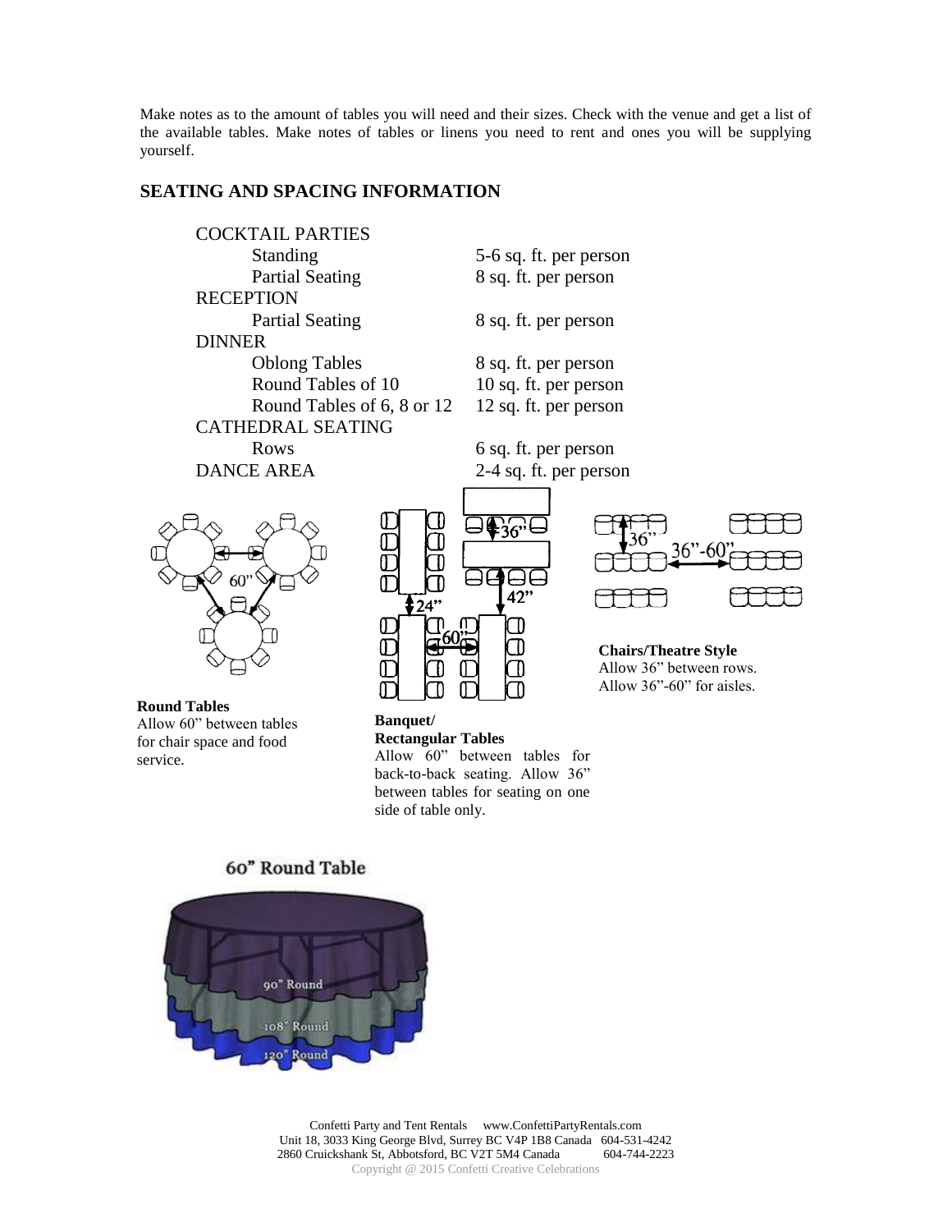Make notes as to the amount of tables you will need and their sizes. Check with the venue and get a list of the available tables. Make notes of tables or linens you need to rent and ones you will be supplying yourself.

## SEATING AND SPACING INFORMATION

| | |
|---|---|
| COCKTAIL PARTIES | |
| Standing | 5-6 sq. ft. per person |
| Partial Seating | 8 sq. ft. per person |
| RECEPTION | |
| Partial Seating | 8 sq. ft. per person |
| DINNER | |
| Oblong Tables | 8 sq. ft. per person |
| Round Tables of 10 | 10 sq. ft. per person |
| Round Tables of 6, 8 or 12 | 12 sq. ft. per person |
| CATHEDRAL SEATING | |
| Rows | 6 sq. ft. per person |
| DANCE AREA | 2-4 sq. ft. per person |

60"

**Round Tables**
Allow 60" between tables for chair space and food service.

36"
42"
24"
60"

**Banquet/ Rectangular Tables**
Allow 60" between tables for back-to-back seating. Allow 36" between tables for seating on one side of table only.

36"
36"-60"

**Chairs/Theatre Style**
Allow 36" between rows.
Allow 36"-60" for aisles.

60" Round Table

90" Round
108" Round
120" Round

Confetti Party and Tent Rentals www.ConfettiPartyRentals.com
Unit 18, 3033 King George Blvd, Surrey BC V4P 1B8 Canada 604-531-4242
2860 Cruickshank St, Abbotsford, BC V2T 5M4 Canada 604-744-2223
Copyright @ 2015 Confetti Creative Celebrations